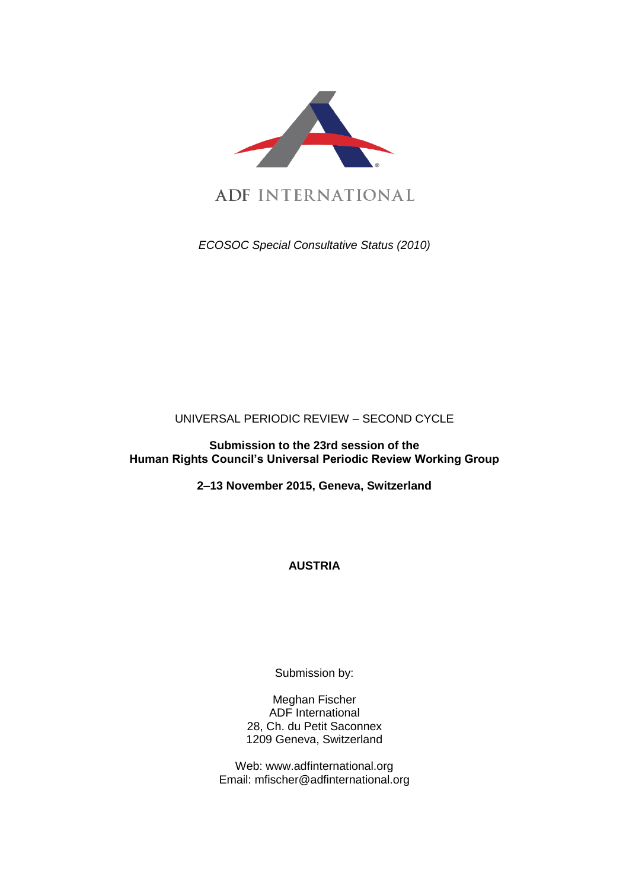ADF INTERNATIONAL

*ECOSOC Special Consultative Status (2010)*

UNIVERSAL PERIODIC REVIEW – SECOND CYCLE

**Submission to the 23rd session of the**
**Human Rights Council's Universal Periodic Review Working Group**

**2–13 November 2015, Geneva, Switzerland**

**AUSTRIA**

Submission by:

Meghan Fischer
ADF International
28, Ch. du Petit Saconnex
1209 Geneva, Switzerland

Web: www.adfinternational.org
Email: mfischer@adfinternational.org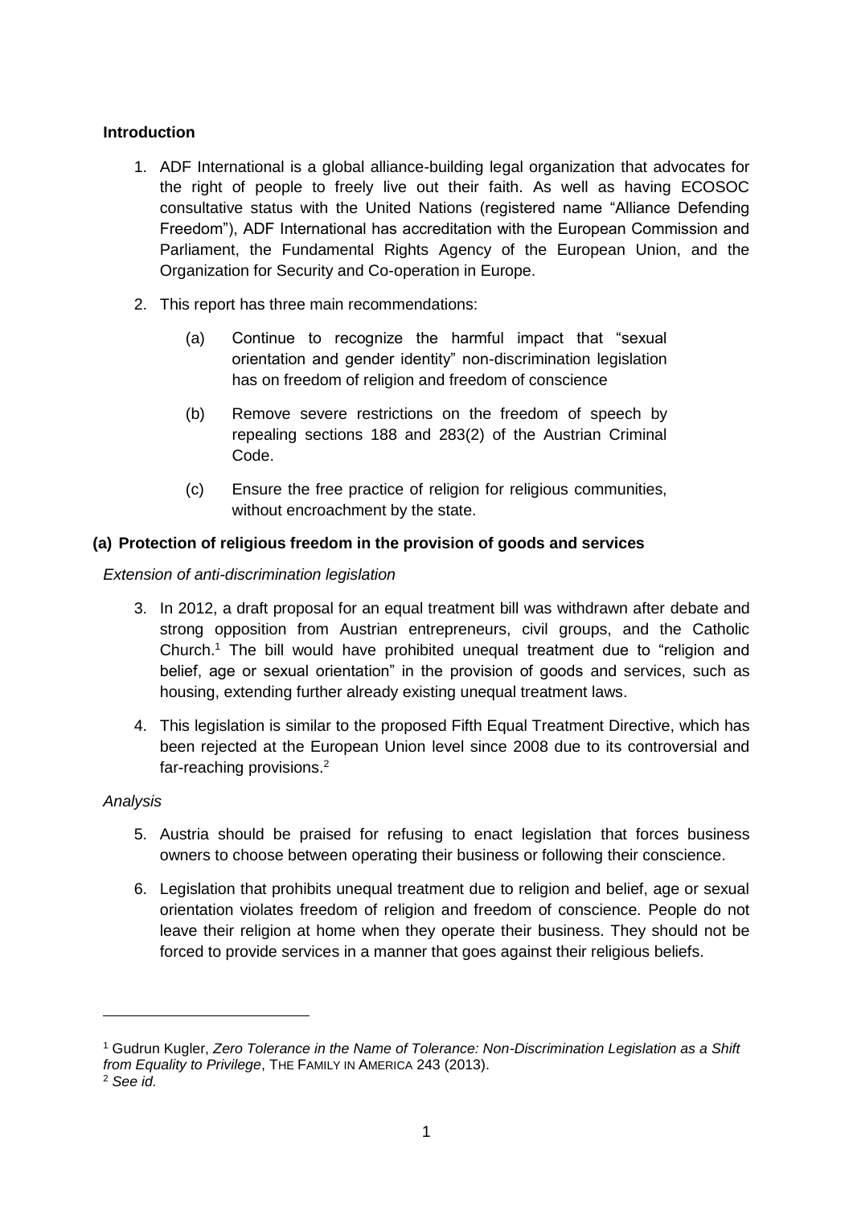### Introduction

1. ADF International is a global alliance-building legal organization that advocates for the right of people to freely live out their faith. As well as having ECOSOC consultative status with the United Nations (registered name "Alliance Defending Freedom"), ADF International has accreditation with the European Commission and Parliament, the Fundamental Rights Agency of the European Union, and the Organization for Security and Co-operation in Europe.

2. This report has three main recommendations:

   (a) Continue to recognize the harmful impact that "sexual orientation and gender identity" non-discrimination legislation has on freedom of religion and freedom of conscience

   (b) Remove severe restrictions on the freedom of speech by repealing sections 188 and 283(2) of the Austrian Criminal Code.

   (c) Ensure the free practice of religion for religious communities, without encroachment by the state.

### (a) Protection of religious freedom in the provision of goods and services

*Extension of anti-discrimination legislation*

3. In 2012, a draft proposal for an equal treatment bill was withdrawn after debate and strong opposition from Austrian entrepreneurs, civil groups, and the Catholic Church.[1] The bill would have prohibited unequal treatment due to "religion and belief, age or sexual orientation" in the provision of goods and services, such as housing, extending further already existing unequal treatment laws.

4. This legislation is similar to the proposed Fifth Equal Treatment Directive, which has been rejected at the European Union level since 2008 due to its controversial and far-reaching provisions.[2]

*Analysis*

5. Austria should be praised for refusing to enact legislation that forces business owners to choose between operating their business or following their conscience.

6. Legislation that prohibits unequal treatment due to religion and belief, age or sexual orientation violates freedom of religion and freedom of conscience. People do not leave their religion at home when they operate their business. They should not be forced to provide services in a manner that goes against their religious beliefs.

---

[1] Gudrun Kugler, *Zero Tolerance in the Name of Tolerance: Non-Discrimination Legislation as a Shift from Equality to Privilege*, THE FAMILY IN AMERICA 243 (2013).

[2] *See id.*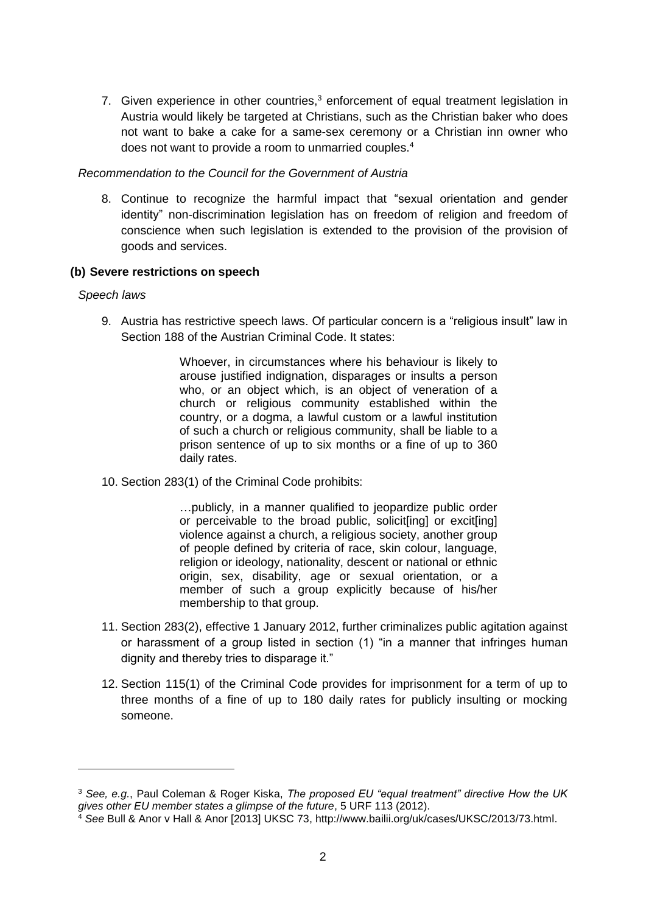7. Given experience in other countries,[3] enforcement of equal treatment legislation in Austria would likely be targeted at Christians, such as the Christian baker who does not want to bake a cake for a same-sex ceremony or a Christian inn owner who does not want to provide a room to unmarried couples.[4]

*Recommendation to the Council for the Government of Austria*

8. Continue to recognize the harmful impact that "sexual orientation and gender identity" non-discrimination legislation has on freedom of religion and freedom of conscience when such legislation is extended to the provision of the provision of goods and services.

**(b) Severe restrictions on speech**

*Speech laws*

9. Austria has restrictive speech laws. Of particular concern is a "religious insult" law in Section 188 of the Austrian Criminal Code. It states:

> Whoever, in circumstances where his behaviour is likely to arouse justified indignation, disparages or insults a person who, or an object which, is an object of veneration of a church or religious community established within the country, or a dogma, a lawful custom or a lawful institution of such a church or religious community, shall be liable to a prison sentence of up to six months or a fine of up to 360 daily rates.

10. Section 283(1) of the Criminal Code prohibits:

> …publicly, in a manner qualified to jeopardize public order or perceivable to the broad public, solicit[ing] or excit[ing] violence against a church, a religious society, another group of people defined by criteria of race, skin colour, language, religion or ideology, nationality, descent or national or ethnic origin, sex, disability, age or sexual orientation, or a member of such a group explicitly because of his/her membership to that group.

11. Section 283(2), effective 1 January 2012, further criminalizes public agitation against or harassment of a group listed in section (1) "in a manner that infringes human dignity and thereby tries to disparage it."

12. Section 115(1) of the Criminal Code provides for imprisonment for a term of up to three months of a fine of up to 180 daily rates for publicly insulting or mocking someone.

---

[3] *See, e.g.*, Paul Coleman & Roger Kiska, *The proposed EU "equal treatment" directive How the UK gives other EU member states a glimpse of the future*, 5 URF 113 (2012).

[4] *See* Bull & Anor v Hall & Anor [2013] UKSC 73, http://www.bailii.org/uk/cases/UKSC/2013/73.html.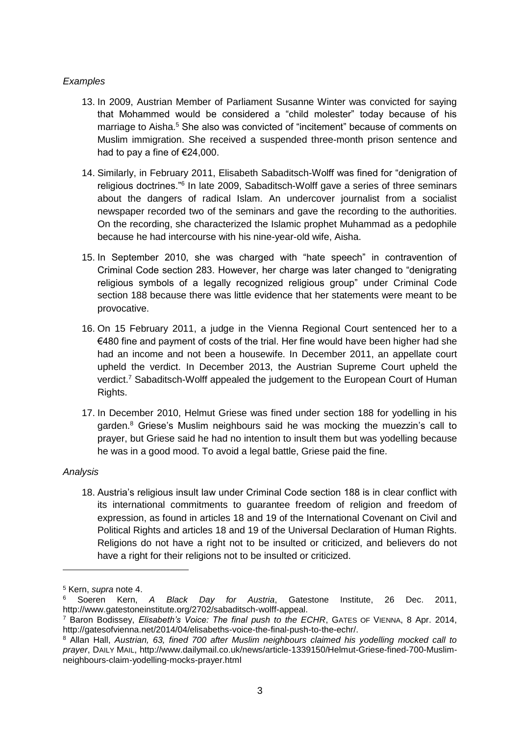*Examples*

13. In 2009, Austrian Member of Parliament Susanne Winter was convicted for saying that Mohammed would be considered a "child molester" today because of his marriage to Aisha.[5] She also was convicted of "incitement" because of comments on Muslim immigration. She received a suspended three-month prison sentence and had to pay a fine of €24,000.

14. Similarly, in February 2011, Elisabeth Sabaditsch-Wolff was fined for "denigration of religious doctrines."[6] In late 2009, Sabaditsch-Wolff gave a series of three seminars about the dangers of radical Islam. An undercover journalist from a socialist newspaper recorded two of the seminars and gave the recording to the authorities. On the recording, she characterized the Islamic prophet Muhammad as a pedophile because he had intercourse with his nine-year-old wife, Aisha.

15. In September 2010, she was charged with "hate speech" in contravention of Criminal Code section 283. However, her charge was later changed to "denigrating religious symbols of a legally recognized religious group" under Criminal Code section 188 because there was little evidence that her statements were meant to be provocative.

16. On 15 February 2011, a judge in the Vienna Regional Court sentenced her to a €480 fine and payment of costs of the trial. Her fine would have been higher had she had an income and not been a housewife. In December 2011, an appellate court upheld the verdict. In December 2013, the Austrian Supreme Court upheld the verdict.[7] Sabaditsch-Wolff appealed the judgement to the European Court of Human Rights.

17. In December 2010, Helmut Griese was fined under section 188 for yodelling in his garden.[8] Griese's Muslim neighbours said he was mocking the muezzin's call to prayer, but Griese said he had no intention to insult them but was yodelling because he was in a good mood. To avoid a legal battle, Griese paid the fine.

*Analysis*

18. Austria's religious insult law under Criminal Code section 188 is in clear conflict with its international commitments to guarantee freedom of religion and freedom of expression, as found in articles 18 and 19 of the International Covenant on Civil and Political Rights and articles 18 and 19 of the Universal Declaration of Human Rights. Religions do not have a right not to be insulted or criticized, and believers do not have a right for their religions not to be insulted or criticized.

---

[5] Kern, *supra* note 4.

[6] Soeren Kern, *A Black Day for Austria*, Gatestone Institute, 26 Dec. 2011, http://www.gatestoneinstitute.org/2702/sabaditsch-wolff-appeal.

[7] Baron Bodissey, *Elisabeth's Voice: The final push to the ECHR*, GATES OF VIENNA, 8 Apr. 2014, http://gatesofvienna.net/2014/04/elisabeths-voice-the-final-push-to-the-echr/.

[8] Allan Hall, *Austrian, 63, fined 700 after Muslim neighbours claimed his yodelling mocked call to prayer*, DAILY MAIL, http://www.dailymail.co.uk/news/article-1339150/Helmut-Griese-fined-700-Muslim-neighbours-claim-yodelling-mocks-prayer.html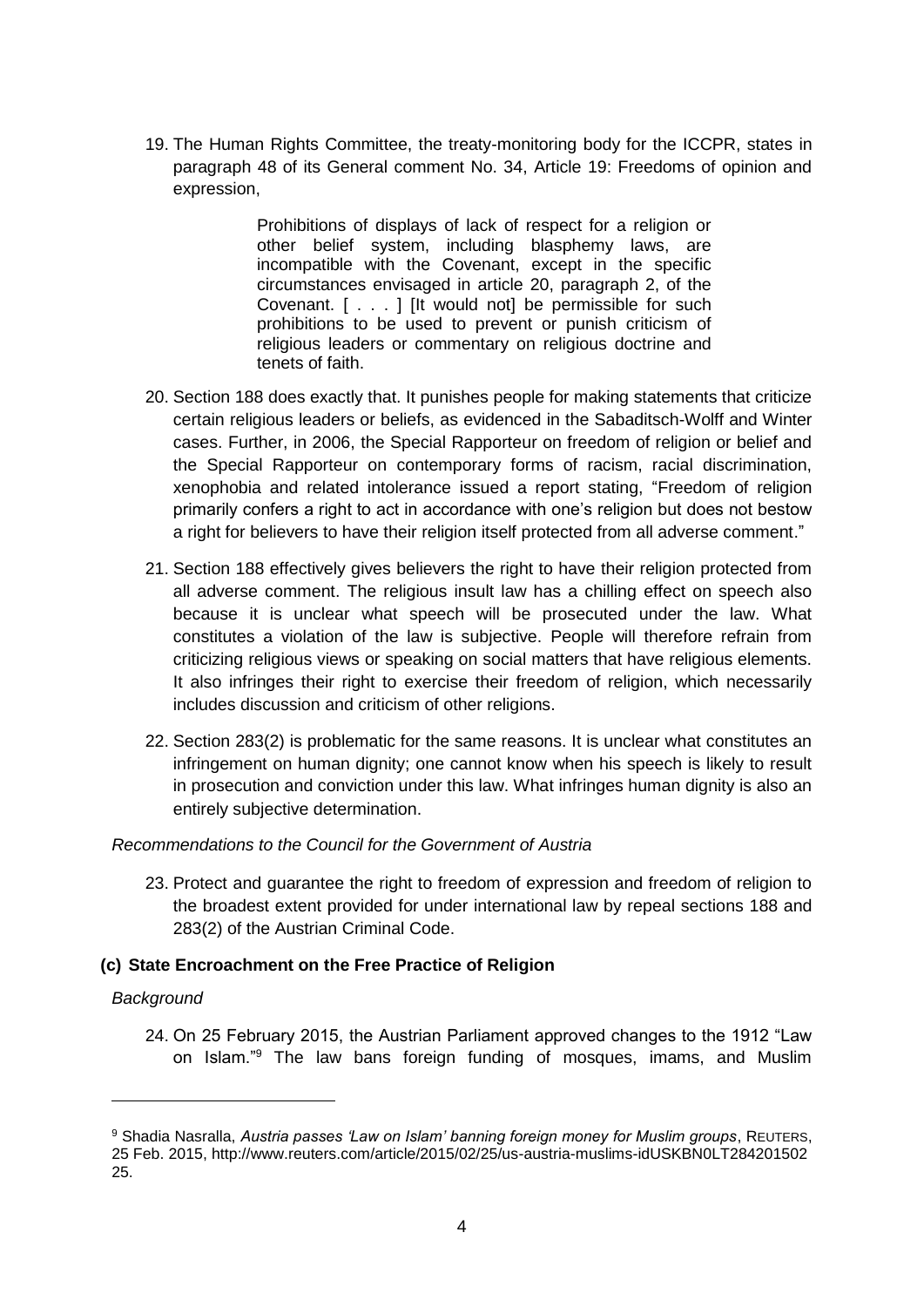19. The Human Rights Committee, the treaty-monitoring body for the ICCPR, states in paragraph 48 of its General comment No. 34, Article 19: Freedoms of opinion and expression,

    > Prohibitions of displays of lack of respect for a religion or other belief system, including blasphemy laws, are incompatible with the Covenant, except in the specific circumstances envisaged in article 20, paragraph 2, of the Covenant. [ . . . ] [It would not] be permissible for such prohibitions to be used to prevent or punish criticism of religious leaders or commentary on religious doctrine and tenets of faith.

20. Section 188 does exactly that. It punishes people for making statements that criticize certain religious leaders or beliefs, as evidenced in the Sabaditsch-Wolff and Winter cases. Further, in 2006, the Special Rapporteur on freedom of religion or belief and the Special Rapporteur on contemporary forms of racism, racial discrimination, xenophobia and related intolerance issued a report stating, "Freedom of religion primarily confers a right to act in accordance with one's religion but does not bestow a right for believers to have their religion itself protected from all adverse comment."

21. Section 188 effectively gives believers the right to have their religion protected from all adverse comment. The religious insult law has a chilling effect on speech also because it is unclear what speech will be prosecuted under the law. What constitutes a violation of the law is subjective. People will therefore refrain from criticizing religious views or speaking on social matters that have religious elements. It also infringes their right to exercise their freedom of religion, which necessarily includes discussion and criticism of other religions.

22. Section 283(2) is problematic for the same reasons. It is unclear what constitutes an infringement on human dignity; one cannot know when his speech is likely to result in prosecution and conviction under this law. What infringes human dignity is also an entirely subjective determination.

*Recommendations to the Council for the Government of Austria*

23. Protect and guarantee the right to freedom of expression and freedom of religion to the broadest extent provided for under international law by repeal sections 188 and 283(2) of the Austrian Criminal Code.

### (c) State Encroachment on the Free Practice of Religion

*Background*

24. On 25 February 2015, the Austrian Parliament approved changes to the 1912 "Law on Islam."[9] The law bans foreign funding of mosques, imams, and Muslim

---

[9] Shadia Nasralla, *Austria passes 'Law on Islam' banning foreign money for Muslim groups*, REUTERS, 25 Feb. 2015, http://www.reuters.com/article/2015/02/25/us-austria-muslims-idUSKBN0LT28420150225.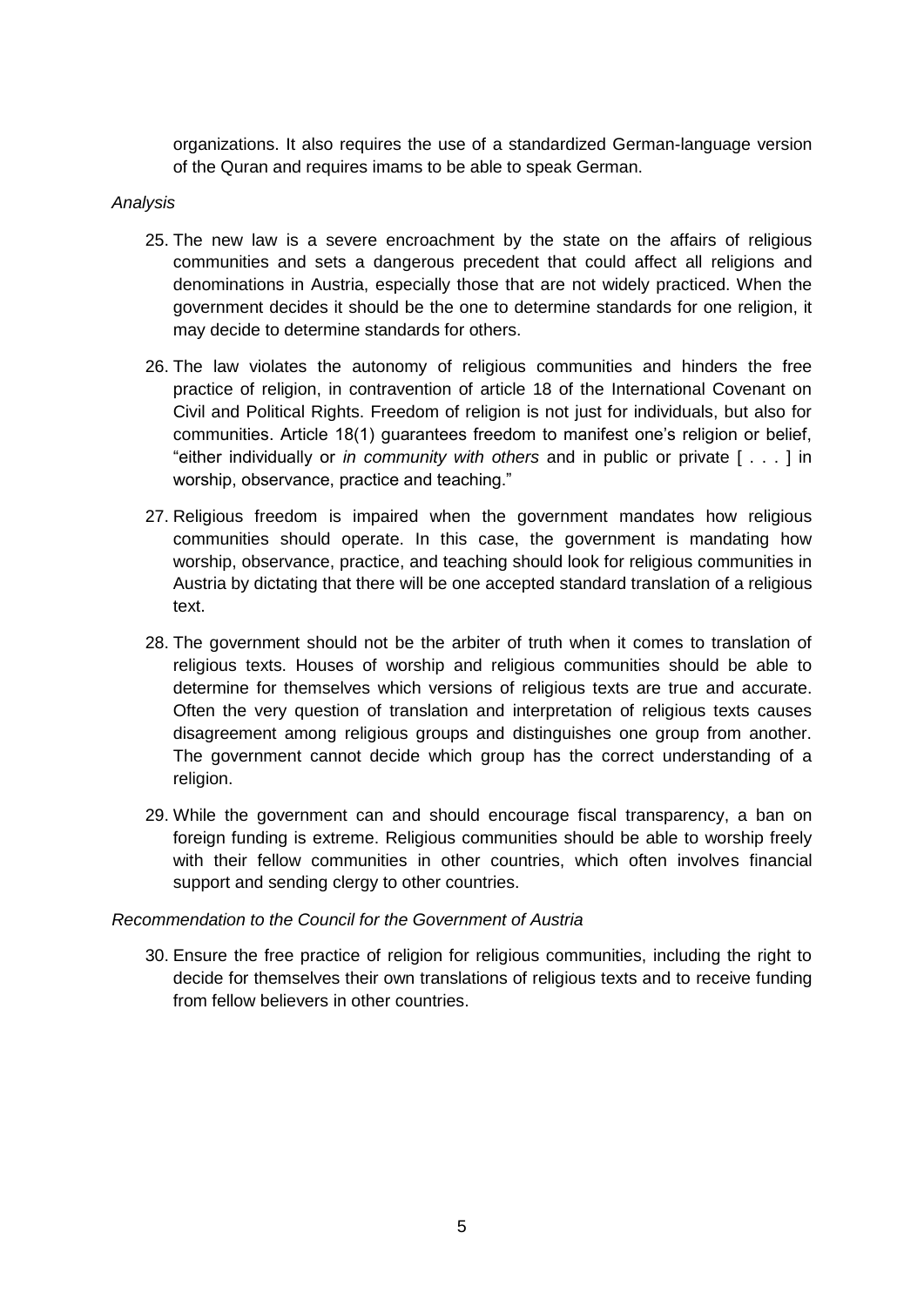organizations. It also requires the use of a standardized German-language version of the Quran and requires imams to be able to speak German.

*Analysis*

25. The new law is a severe encroachment by the state on the affairs of religious communities and sets a dangerous precedent that could affect all religions and denominations in Austria, especially those that are not widely practiced. When the government decides it should be the one to determine standards for one religion, it may decide to determine standards for others.

26. The law violates the autonomy of religious communities and hinders the free practice of religion, in contravention of article 18 of the International Covenant on Civil and Political Rights. Freedom of religion is not just for individuals, but also for communities. Article 18(1) guarantees freedom to manifest one's religion or belief, "either individually or *in community with others* and in public or private [ . . . ] in worship, observance, practice and teaching."

27. Religious freedom is impaired when the government mandates how religious communities should operate. In this case, the government is mandating how worship, observance, practice, and teaching should look for religious communities in Austria by dictating that there will be one accepted standard translation of a religious text.

28. The government should not be the arbiter of truth when it comes to translation of religious texts. Houses of worship and religious communities should be able to determine for themselves which versions of religious texts are true and accurate. Often the very question of translation and interpretation of religious texts causes disagreement among religious groups and distinguishes one group from another. The government cannot decide which group has the correct understanding of a religion.

29. While the government can and should encourage fiscal transparency, a ban on foreign funding is extreme. Religious communities should be able to worship freely with their fellow communities in other countries, which often involves financial support and sending clergy to other countries.

*Recommendation to the Council for the Government of Austria*

30. Ensure the free practice of religion for religious communities, including the right to decide for themselves their own translations of religious texts and to receive funding from fellow believers in other countries.